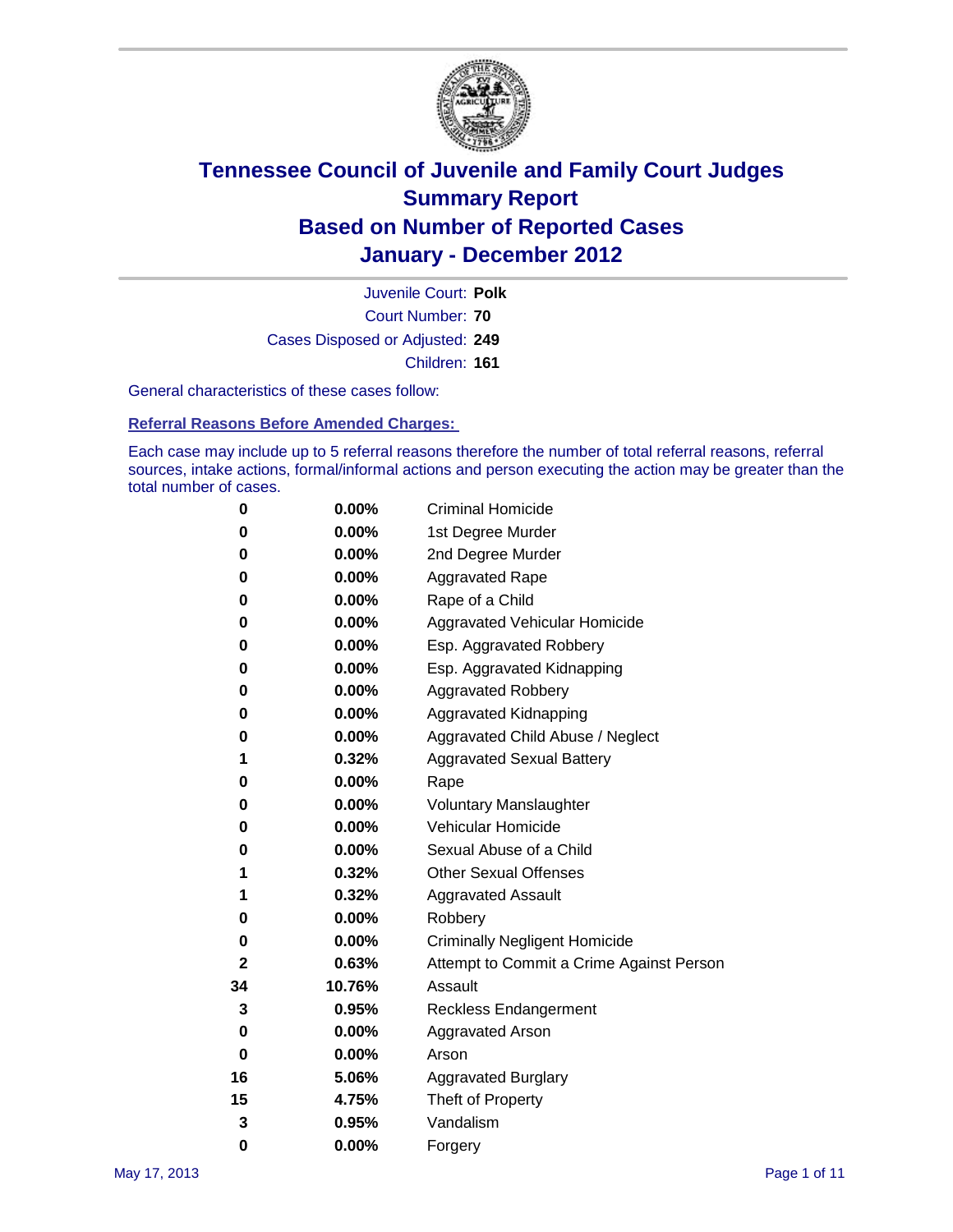# Tennessee Council of Juvenile and Family Court Judges
## Summary Report
## Based on Number of Reported Cases
## January - December 2012

Juvenile Court: **Polk**
Court Number: **70**
Cases Disposed or Adjusted: **249**
Children: **161**

General characteristics of these cases follow:

### Referral Reasons Before Amended Charges:

Each case may include up to 5 referral reasons therefore the number of total referral reasons, referral sources, intake actions, formal/informal actions and person executing the action may be greater than the total number of cases.

| Count | Percent | Referral Reason |
|---|---|---|
| 0 | 0.00% | Criminal Homicide |
| 0 | 0.00% | 1st Degree Murder |
| 0 | 0.00% | 2nd Degree Murder |
| 0 | 0.00% | Aggravated Rape |
| 0 | 0.00% | Rape of a Child |
| 0 | 0.00% | Aggravated Vehicular Homicide |
| 0 | 0.00% | Esp. Aggravated Robbery |
| 0 | 0.00% | Esp. Aggravated Kidnapping |
| 0 | 0.00% | Aggravated Robbery |
| 0 | 0.00% | Aggravated Kidnapping |
| 0 | 0.00% | Aggravated Child Abuse / Neglect |
| 1 | 0.32% | Aggravated Sexual Battery |
| 0 | 0.00% | Rape |
| 0 | 0.00% | Voluntary Manslaughter |
| 0 | 0.00% | Vehicular Homicide |
| 0 | 0.00% | Sexual Abuse of a Child |
| 1 | 0.32% | Other Sexual Offenses |
| 1 | 0.32% | Aggravated Assault |
| 0 | 0.00% | Robbery |
| 0 | 0.00% | Criminally Negligent Homicide |
| 2 | 0.63% | Attempt to Commit a Crime Against Person |
| 34 | 10.76% | Assault |
| 3 | 0.95% | Reckless Endangerment |
| 0 | 0.00% | Aggravated Arson |
| 0 | 0.00% | Arson |
| 16 | 5.06% | Aggravated Burglary |
| 15 | 4.75% | Theft of Property |
| 3 | 0.95% | Vandalism |
| 0 | 0.00% | Forgery |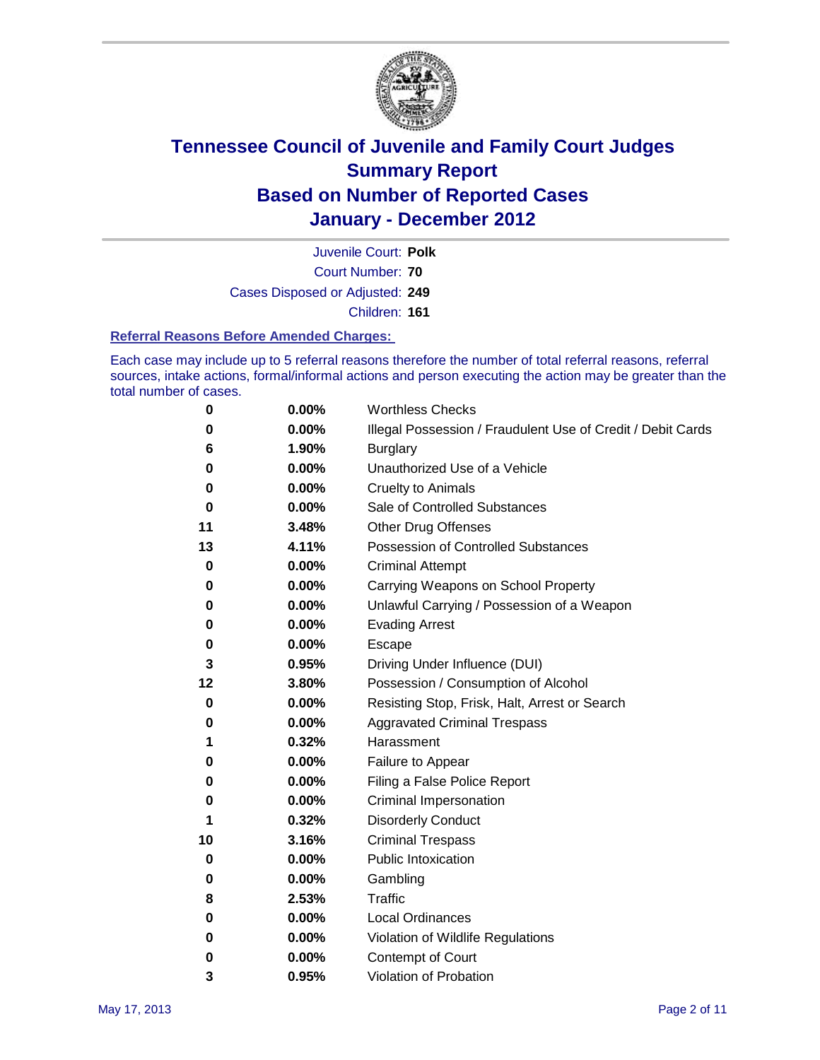# Tennessee Council of Juvenile and Family Court Judges
## Summary Report
## Based on Number of Reported Cases
## January - December 2012

Juvenile Court: **Polk**
Court Number: **70**
Cases Disposed or Adjusted: **249**
Children: **161**

### Referral Reasons Before Amended Charges:

Each case may include up to 5 referral reasons therefore the number of total referral reasons, referral sources, intake actions, formal/informal actions and person executing the action may be greater than the total number of cases.

| Count | Percent | Referral Reason |
|---|---|---|
| 0 | 0.00% | Worthless Checks |
| 0 | 0.00% | Illegal Possession / Fraudulent Use of Credit / Debit Cards |
| 6 | 1.90% | Burglary |
| 0 | 0.00% | Unauthorized Use of a Vehicle |
| 0 | 0.00% | Cruelty to Animals |
| 0 | 0.00% | Sale of Controlled Substances |
| 11 | 3.48% | Other Drug Offenses |
| 13 | 4.11% | Possession of Controlled Substances |
| 0 | 0.00% | Criminal Attempt |
| 0 | 0.00% | Carrying Weapons on School Property |
| 0 | 0.00% | Unlawful Carrying / Possession of a Weapon |
| 0 | 0.00% | Evading Arrest |
| 0 | 0.00% | Escape |
| 3 | 0.95% | Driving Under Influence (DUI) |
| 12 | 3.80% | Possession / Consumption of Alcohol |
| 0 | 0.00% | Resisting Stop, Frisk, Halt, Arrest or Search |
| 0 | 0.00% | Aggravated Criminal Trespass |
| 1 | 0.32% | Harassment |
| 0 | 0.00% | Failure to Appear |
| 0 | 0.00% | Filing a False Police Report |
| 0 | 0.00% | Criminal Impersonation |
| 1 | 0.32% | Disorderly Conduct |
| 10 | 3.16% | Criminal Trespass |
| 0 | 0.00% | Public Intoxication |
| 0 | 0.00% | Gambling |
| 8 | 2.53% | Traffic |
| 0 | 0.00% | Local Ordinances |
| 0 | 0.00% | Violation of Wildlife Regulations |
| 0 | 0.00% | Contempt of Court |
| 3 | 0.95% | Violation of Probation |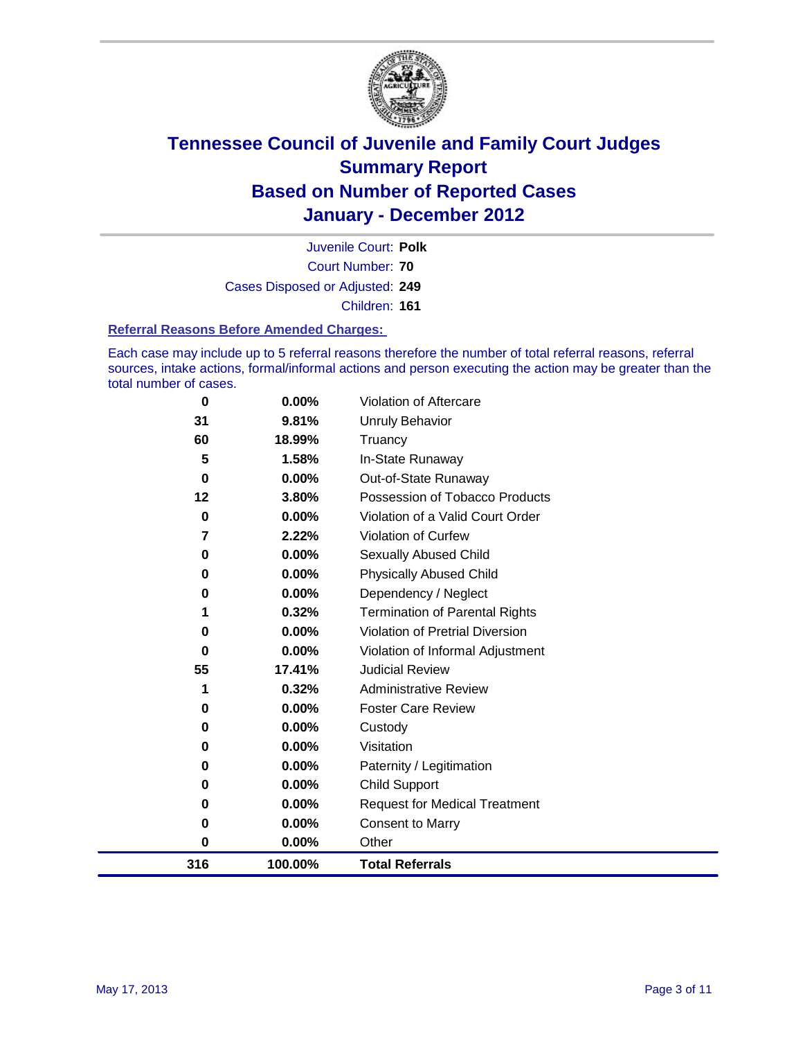# Tennessee Council of Juvenile and Family Court Judges
## Summary Report
## Based on Number of Reported Cases
## January - December 2012

Juvenile Court: **Polk**

Court Number: **70**

Cases Disposed or Adjusted: **249**

Children: **161**

### Referral Reasons Before Amended Charges:

Each case may include up to 5 referral reasons therefore the number of total referral reasons, referral sources, intake actions, formal/informal actions and person executing the action may be greater than the total number of cases.

| Count | Percent | Referral Reason |
|---|---|---|
| 0 | 0.00% | Violation of Aftercare |
| 31 | 9.81% | Unruly Behavior |
| 60 | 18.99% | Truancy |
| 5 | 1.58% | In-State Runaway |
| 0 | 0.00% | Out-of-State Runaway |
| 12 | 3.80% | Possession of Tobacco Products |
| 0 | 0.00% | Violation of a Valid Court Order |
| 7 | 2.22% | Violation of Curfew |
| 0 | 0.00% | Sexually Abused Child |
| 0 | 0.00% | Physically Abused Child |
| 0 | 0.00% | Dependency / Neglect |
| 1 | 0.32% | Termination of Parental Rights |
| 0 | 0.00% | Violation of Pretrial Diversion |
| 0 | 0.00% | Violation of Informal Adjustment |
| 55 | 17.41% | Judicial Review |
| 1 | 0.32% | Administrative Review |
| 0 | 0.00% | Foster Care Review |
| 0 | 0.00% | Custody |
| 0 | 0.00% | Visitation |
| 0 | 0.00% | Paternity / Legitimation |
| 0 | 0.00% | Child Support |
| 0 | 0.00% | Request for Medical Treatment |
| 0 | 0.00% | Consent to Marry |
| 0 | 0.00% | Other |
| **316** | **100.00%** | **Total Referrals** |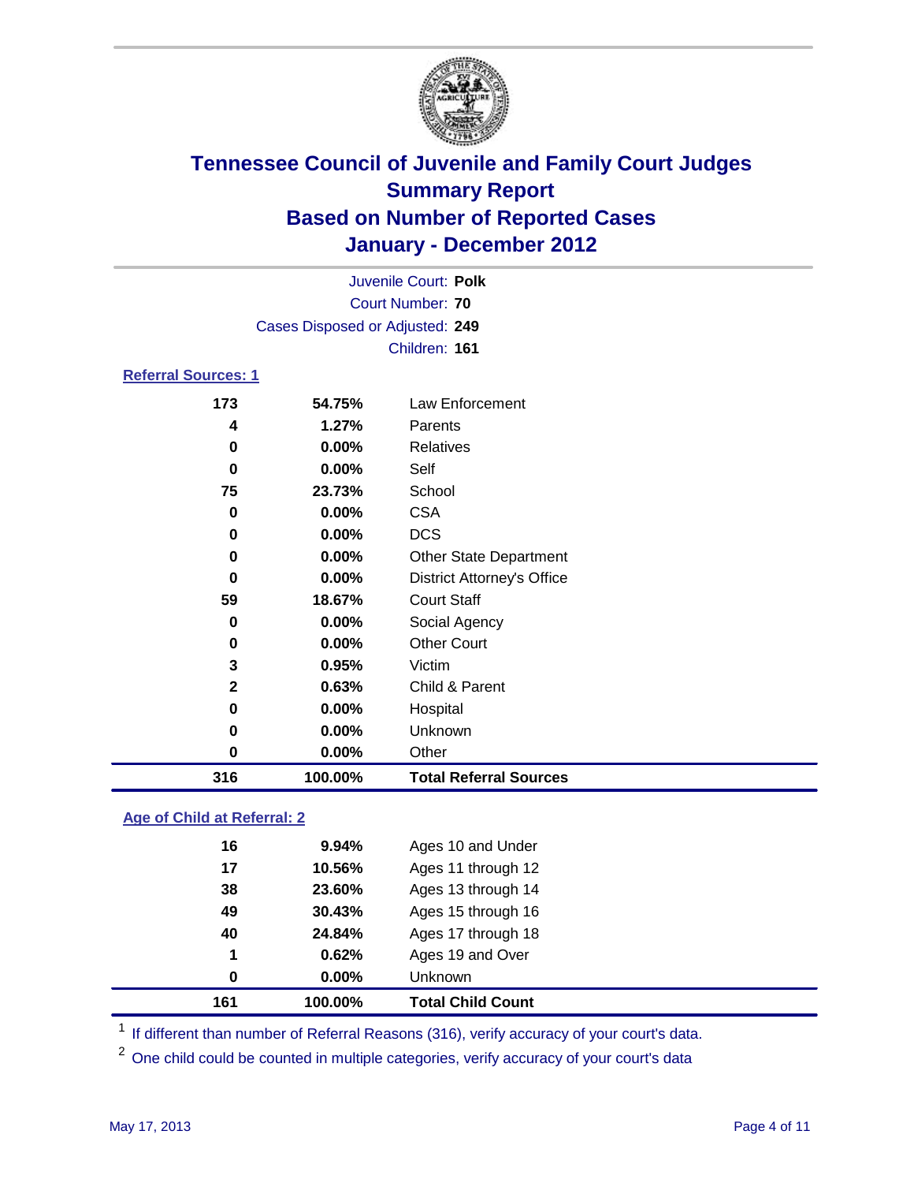# Tennessee Council of Juvenile and Family Court Judges
## Summary Report
## Based on Number of Reported Cases
## January - December 2012

Juvenile Court: **Polk**
Court Number: **70**
Cases Disposed or Adjusted: **249**
Children: **161**

### Referral Sources: 1

| | | |
|---|---|---|
| 173 | 54.75% | Law Enforcement |
| 4 | 1.27% | Parents |
| 0 | 0.00% | Relatives |
| 0 | 0.00% | Self |
| 75 | 23.73% | School |
| 0 | 0.00% | CSA |
| 0 | 0.00% | DCS |
| 0 | 0.00% | Other State Department |
| 0 | 0.00% | District Attorney's Office |
| 59 | 18.67% | Court Staff |
| 0 | 0.00% | Social Agency |
| 0 | 0.00% | Other Court |
| 3 | 0.95% | Victim |
| 2 | 0.63% | Child & Parent |
| 0 | 0.00% | Hospital |
| 0 | 0.00% | Unknown |
| 0 | 0.00% | Other |
| **316** | **100.00%** | **Total Referral Sources** |

### Age of Child at Referral: 2

| | | |
|---|---|---|
| 16 | 9.94% | Ages 10 and Under |
| 17 | 10.56% | Ages 11 through 12 |
| 38 | 23.60% | Ages 13 through 14 |
| 49 | 30.43% | Ages 15 through 16 |
| 40 | 24.84% | Ages 17 through 18 |
| 1 | 0.62% | Ages 19 and Over |
| 0 | 0.00% | Unknown |
| **161** | **100.00%** | **Total Child Count** |

[1] If different than number of Referral Reasons (316), verify accuracy of your court's data.

[2] One child could be counted in multiple categories, verify accuracy of your court's data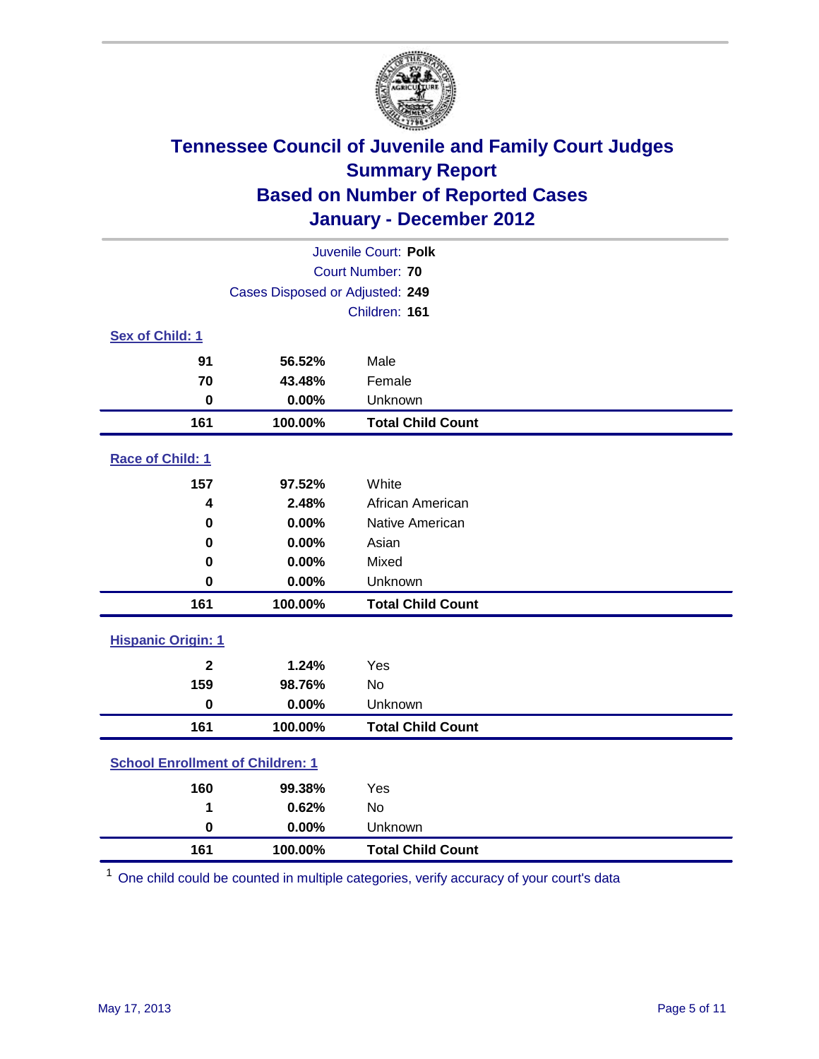# Tennessee Council of Juvenile and Family Court Judges
## Summary Report
## Based on Number of Reported Cases
## January - December 2012

Juvenile Court: **Polk**
Court Number: **70**
Cases Disposed or Adjusted: **249**
Children: **161**

### Sex of Child: 1

| | | |
|---|---|---|
| **91** | **56.52%** | Male |
| **70** | **43.48%** | Female |
| **0** | **0.00%** | Unknown |
| **161** | **100.00%** | **Total Child Count** |

### Race of Child: 1

| | | |
|---|---|---|
| **157** | **97.52%** | White |
| **4** | **2.48%** | African American |
| **0** | **0.00%** | Native American |
| **0** | **0.00%** | Asian |
| **0** | **0.00%** | Mixed |
| **0** | **0.00%** | Unknown |
| **161** | **100.00%** | **Total Child Count** |

### Hispanic Origin: 1

| | | |
|---|---|---|
| **2** | **1.24%** | Yes |
| **159** | **98.76%** | No |
| **0** | **0.00%** | Unknown |
| **161** | **100.00%** | **Total Child Count** |

### School Enrollment of Children: 1

| | | |
|---|---|---|
| **160** | **99.38%** | Yes |
| **1** | **0.62%** | No |
| **0** | **0.00%** | Unknown |
| **161** | **100.00%** | **Total Child Count** |

[1] One child could be counted in multiple categories, verify accuracy of your court's data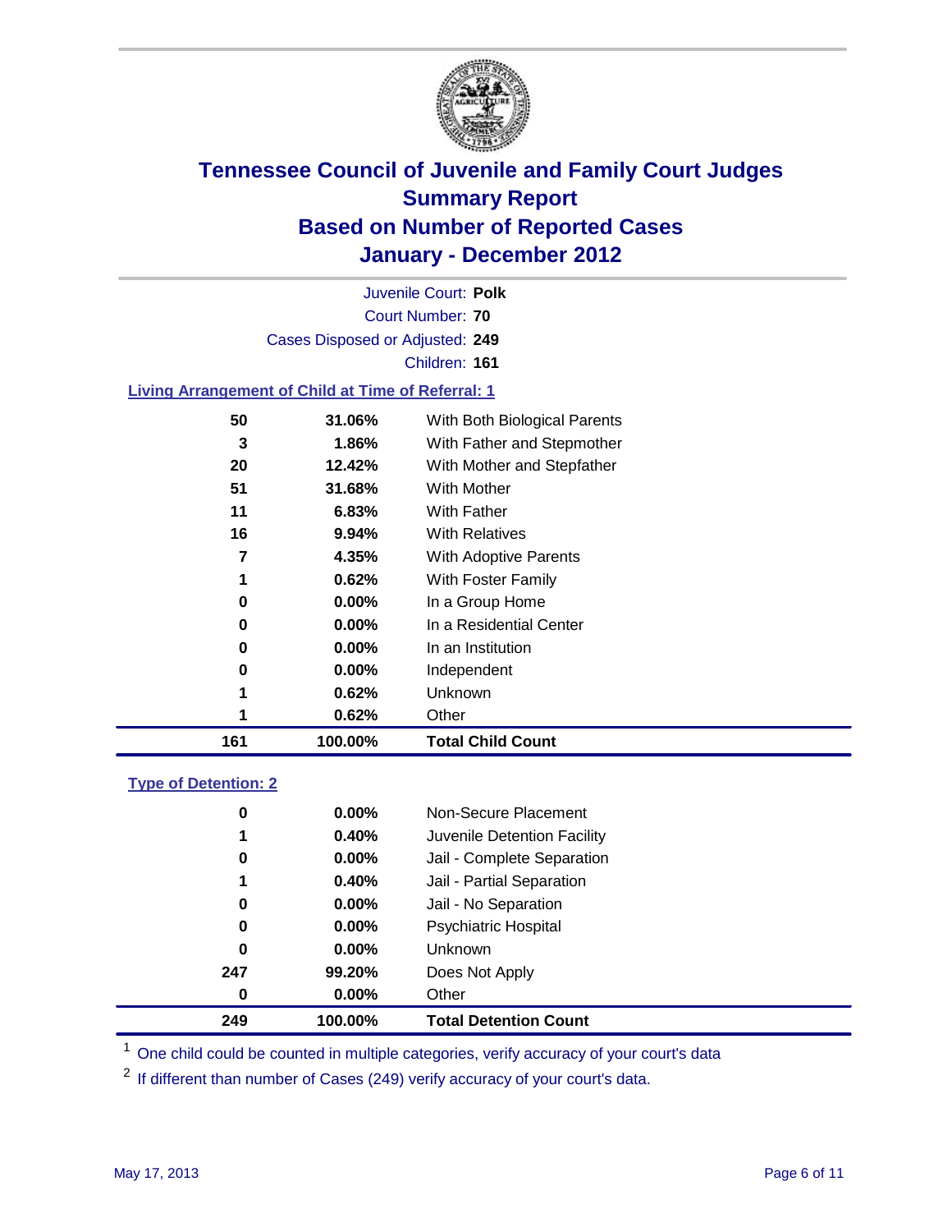# Tennessee Council of Juvenile and Family Court Judges
## Summary Report
## Based on Number of Reported Cases
## January - December 2012

Juvenile Court: **Polk**
Court Number: **70**
Cases Disposed or Adjusted: **249**
Children: **161**

### Living Arrangement of Child at Time of Referral: 1

| Count | Percent | Category |
|---|---|---|
| 50 | 31.06% | With Both Biological Parents |
| 3 | 1.86% | With Father and Stepmother |
| 20 | 12.42% | With Mother and Stepfather |
| 51 | 31.68% | With Mother |
| 11 | 6.83% | With Father |
| 16 | 9.94% | With Relatives |
| 7 | 4.35% | With Adoptive Parents |
| 1 | 0.62% | With Foster Family |
| 0 | 0.00% | In a Group Home |
| 0 | 0.00% | In a Residential Center |
| 0 | 0.00% | In an Institution |
| 0 | 0.00% | Independent |
| 1 | 0.62% | Unknown |
| 1 | 0.62% | Other |
| **161** | **100.00%** | **Total Child Count** |

### Type of Detention: 2

| Count | Percent | Category |
|---|---|---|
| 0 | 0.00% | Non-Secure Placement |
| 1 | 0.40% | Juvenile Detention Facility |
| 0 | 0.00% | Jail - Complete Separation |
| 1 | 0.40% | Jail - Partial Separation |
| 0 | 0.00% | Jail - No Separation |
| 0 | 0.00% | Psychiatric Hospital |
| 0 | 0.00% | Unknown |
| 247 | 99.20% | Does Not Apply |
| 0 | 0.00% | Other |
| **249** | **100.00%** | **Total Detention Count** |

[1] One child could be counted in multiple categories, verify accuracy of your court's data

[2] If different than number of Cases (249) verify accuracy of your court's data.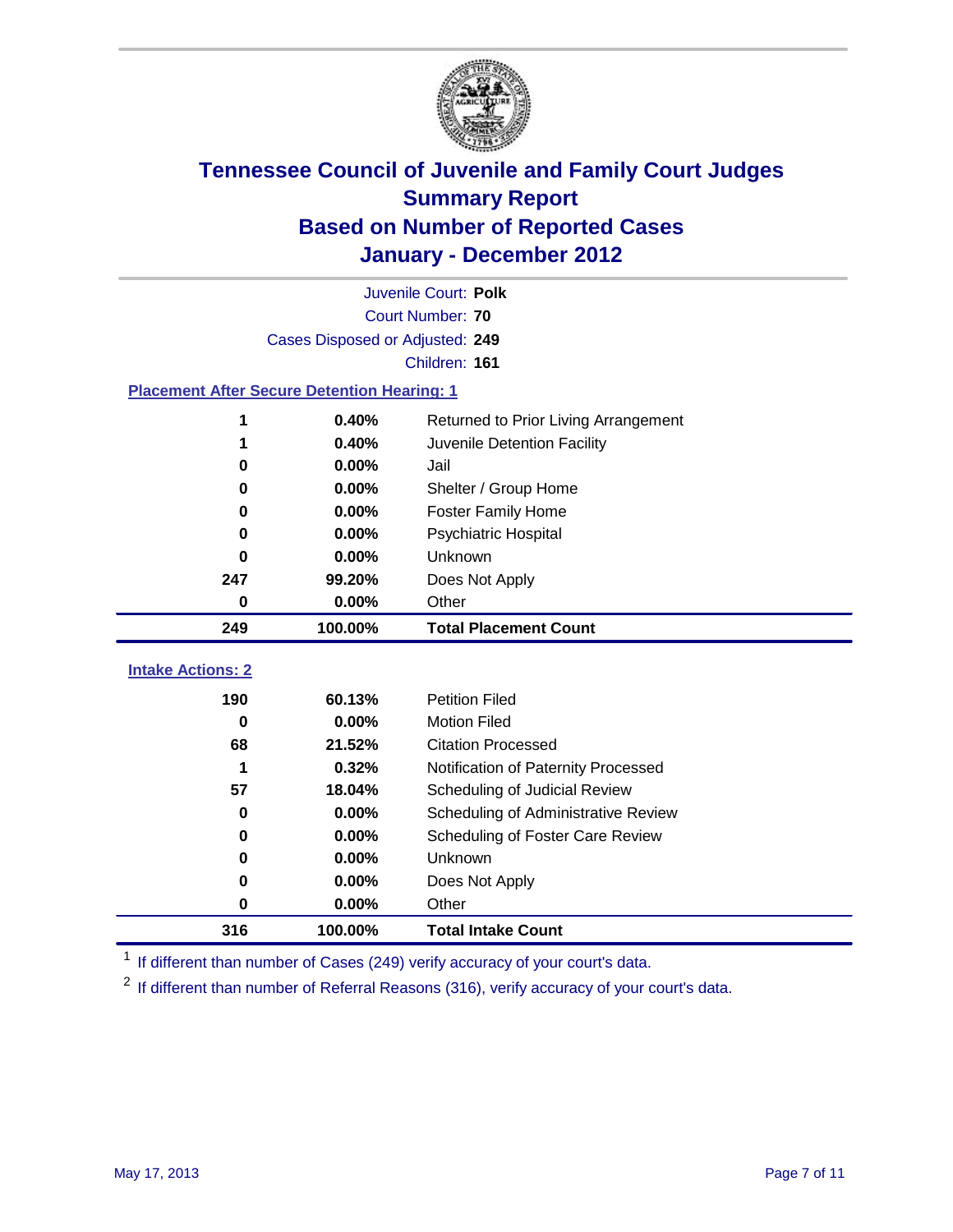# Tennessee Council of Juvenile and Family Court Judges
## Summary Report
## Based on Number of Reported Cases
## January - December 2012

Juvenile Court: **Polk**
Court Number: **70**
Cases Disposed or Adjusted: **249**
Children: **161**

### Placement After Secure Detention Hearing: 1

| | | |
|---|---|---|
| 1 | 0.40% | Returned to Prior Living Arrangement |
| 1 | 0.40% | Juvenile Detention Facility |
| 0 | 0.00% | Jail |
| 0 | 0.00% | Shelter / Group Home |
| 0 | 0.00% | Foster Family Home |
| 0 | 0.00% | Psychiatric Hospital |
| 0 | 0.00% | Unknown |
| 247 | 99.20% | Does Not Apply |
| 0 | 0.00% | Other |
| **249** | **100.00%** | **Total Placement Count** |

### Intake Actions: 2

| | | |
|---|---|---|
| 190 | 60.13% | Petition Filed |
| 0 | 0.00% | Motion Filed |
| 68 | 21.52% | Citation Processed |
| 1 | 0.32% | Notification of Paternity Processed |
| 57 | 18.04% | Scheduling of Judicial Review |
| 0 | 0.00% | Scheduling of Administrative Review |
| 0 | 0.00% | Scheduling of Foster Care Review |
| 0 | 0.00% | Unknown |
| 0 | 0.00% | Does Not Apply |
| 0 | 0.00% | Other |
| **316** | **100.00%** | **Total Intake Count** |

[1] If different than number of Cases (249) verify accuracy of your court's data.

[2] If different than number of Referral Reasons (316), verify accuracy of your court's data.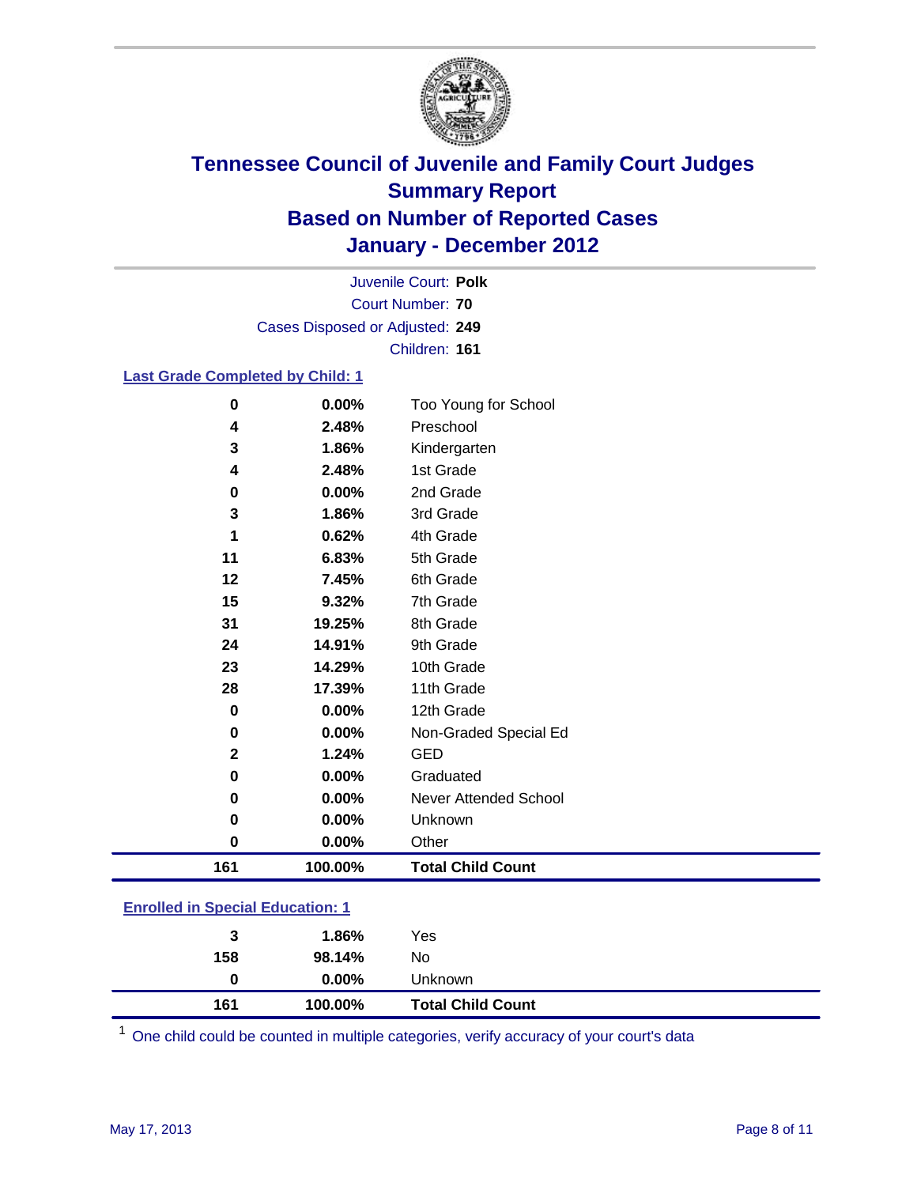# Tennessee Council of Juvenile and Family Court Judges
## Summary Report
## Based on Number of Reported Cases
## January - December 2012

Juvenile Court: **Polk**
Court Number: **70**
Cases Disposed or Adjusted: **249**
Children: **161**

### Last Grade Completed by Child: 1

| Count | Percent | Category |
|---|---|---|
| 0 | 0.00% | Too Young for School |
| 4 | 2.48% | Preschool |
| 3 | 1.86% | Kindergarten |
| 4 | 2.48% | 1st Grade |
| 0 | 0.00% | 2nd Grade |
| 3 | 1.86% | 3rd Grade |
| 1 | 0.62% | 4th Grade |
| 11 | 6.83% | 5th Grade |
| 12 | 7.45% | 6th Grade |
| 15 | 9.32% | 7th Grade |
| 31 | 19.25% | 8th Grade |
| 24 | 14.91% | 9th Grade |
| 23 | 14.29% | 10th Grade |
| 28 | 17.39% | 11th Grade |
| 0 | 0.00% | 12th Grade |
| 0 | 0.00% | Non-Graded Special Ed |
| 2 | 1.24% | GED |
| 0 | 0.00% | Graduated |
| 0 | 0.00% | Never Attended School |
| 0 | 0.00% | Unknown |
| 0 | 0.00% | Other |
| **161** | **100.00%** | **Total Child Count** |

### Enrolled in Special Education: 1

| Count | Percent | Category |
|---|---|---|
| 3 | 1.86% | Yes |
| 158 | 98.14% | No |
| 0 | 0.00% | Unknown |
| **161** | **100.00%** | **Total Child Count** |

[1] One child could be counted in multiple categories, verify accuracy of your court's data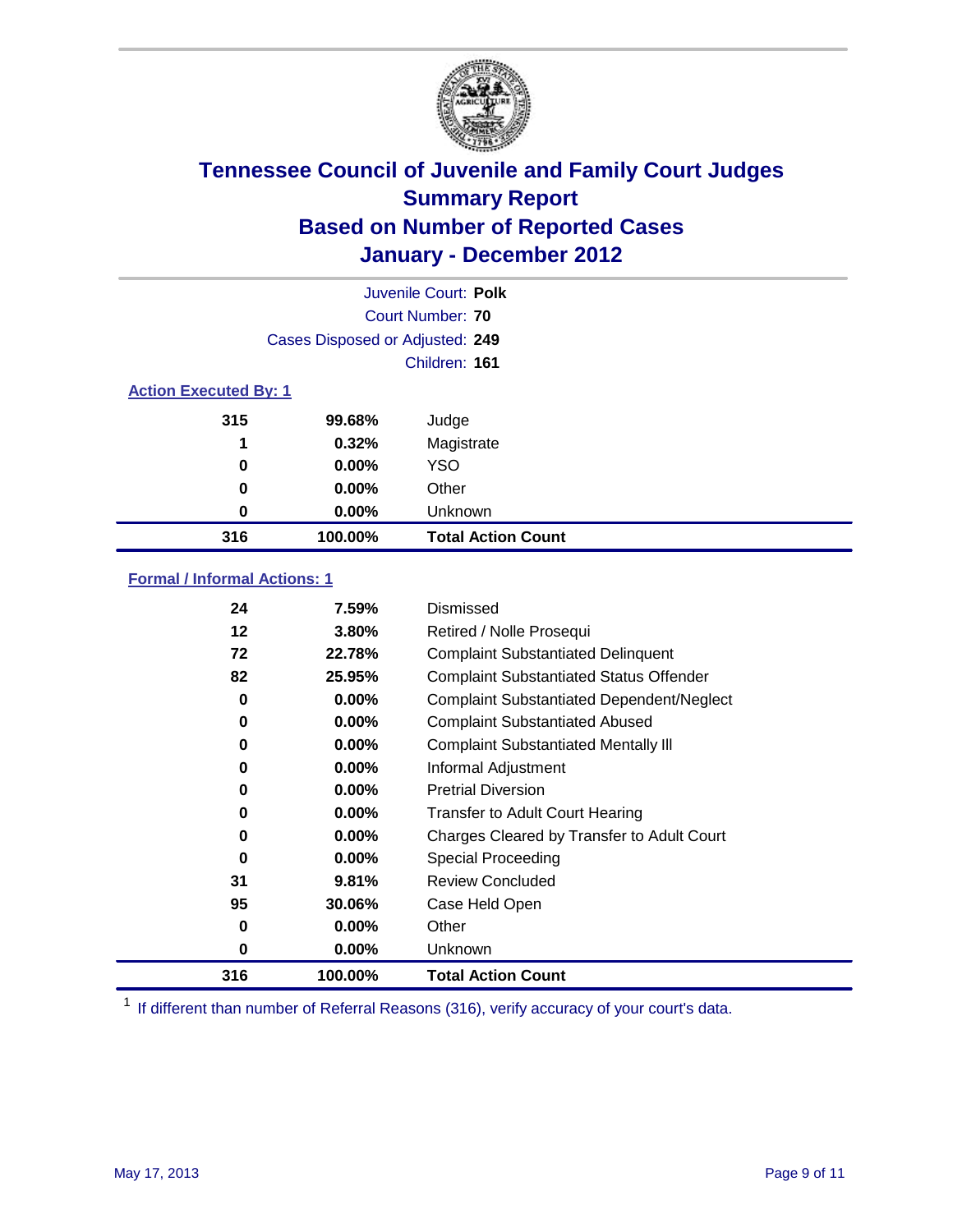# Tennessee Council of Juvenile and Family Court Judges
## Summary Report
## Based on Number of Reported Cases
## January - December 2012

Juvenile Court: **Polk**

Court Number: **70**

Cases Disposed or Adjusted: **249**

Children: **161**

### Action Executed By: 1

| | | |
|---|---|---|
| 315 | 99.68% | Judge |
| 1 | 0.32% | Magistrate |
| 0 | 0.00% | YSO |
| 0 | 0.00% | Other |
| 0 | 0.00% | Unknown |
| **316** | **100.00%** | **Total Action Count** |

### Formal / Informal Actions: 1

| | | |
|---|---|---|
| 24 | 7.59% | Dismissed |
| 12 | 3.80% | Retired / Nolle Prosequi |
| 72 | 22.78% | Complaint Substantiated Delinquent |
| 82 | 25.95% | Complaint Substantiated Status Offender |
| 0 | 0.00% | Complaint Substantiated Dependent/Neglect |
| 0 | 0.00% | Complaint Substantiated Abused |
| 0 | 0.00% | Complaint Substantiated Mentally Ill |
| 0 | 0.00% | Informal Adjustment |
| 0 | 0.00% | Pretrial Diversion |
| 0 | 0.00% | Transfer to Adult Court Hearing |
| 0 | 0.00% | Charges Cleared by Transfer to Adult Court |
| 0 | 0.00% | Special Proceeding |
| 31 | 9.81% | Review Concluded |
| 95 | 30.06% | Case Held Open |
| 0 | 0.00% | Other |
| 0 | 0.00% | Unknown |
| **316** | **100.00%** | **Total Action Count** |

[1] If different than number of Referral Reasons (316), verify accuracy of your court's data.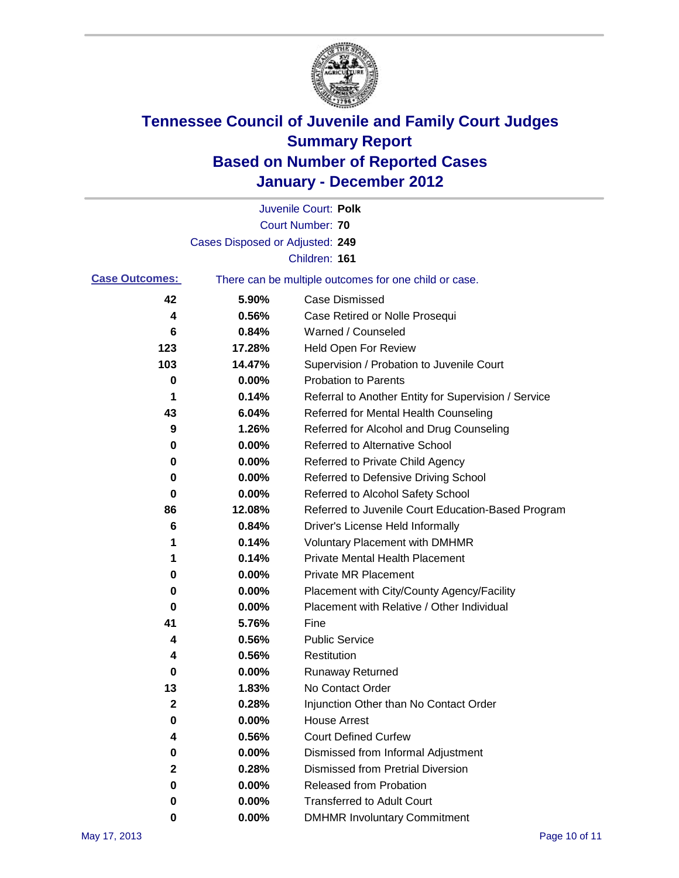# Tennessee Council of Juvenile and Family Court Judges
# Summary Report
# Based on Number of Reported Cases
# January - December 2012

Juvenile Court: **Polk**

Court Number: **70**

Cases Disposed or Adjusted: **249**

Children: **161**

**Case Outcomes:** There can be multiple outcomes for one child or case.

| Count | Percent | Outcome |
|---|---|---|
| 42 | 5.90% | Case Dismissed |
| 4 | 0.56% | Case Retired or Nolle Prosequi |
| 6 | 0.84% | Warned / Counseled |
| 123 | 17.28% | Held Open For Review |
| 103 | 14.47% | Supervision / Probation to Juvenile Court |
| 0 | 0.00% | Probation to Parents |
| 1 | 0.14% | Referral to Another Entity for Supervision / Service |
| 43 | 6.04% | Referred for Mental Health Counseling |
| 9 | 1.26% | Referred for Alcohol and Drug Counseling |
| 0 | 0.00% | Referred to Alternative School |
| 0 | 0.00% | Referred to Private Child Agency |
| 0 | 0.00% | Referred to Defensive Driving School |
| 0 | 0.00% | Referred to Alcohol Safety School |
| 86 | 12.08% | Referred to Juvenile Court Education-Based Program |
| 6 | 0.84% | Driver's License Held Informally |
| 1 | 0.14% | Voluntary Placement with DMHMR |
| 1 | 0.14% | Private Mental Health Placement |
| 0 | 0.00% | Private MR Placement |
| 0 | 0.00% | Placement with City/County Agency/Facility |
| 0 | 0.00% | Placement with Relative / Other Individual |
| 41 | 5.76% | Fine |
| 4 | 0.56% | Public Service |
| 4 | 0.56% | Restitution |
| 0 | 0.00% | Runaway Returned |
| 13 | 1.83% | No Contact Order |
| 2 | 0.28% | Injunction Other than No Contact Order |
| 0 | 0.00% | House Arrest |
| 4 | 0.56% | Court Defined Curfew |
| 0 | 0.00% | Dismissed from Informal Adjustment |
| 2 | 0.28% | Dismissed from Pretrial Diversion |
| 0 | 0.00% | Released from Probation |
| 0 | 0.00% | Transferred to Adult Court |
| 0 | 0.00% | DMHMR Involuntary Commitment |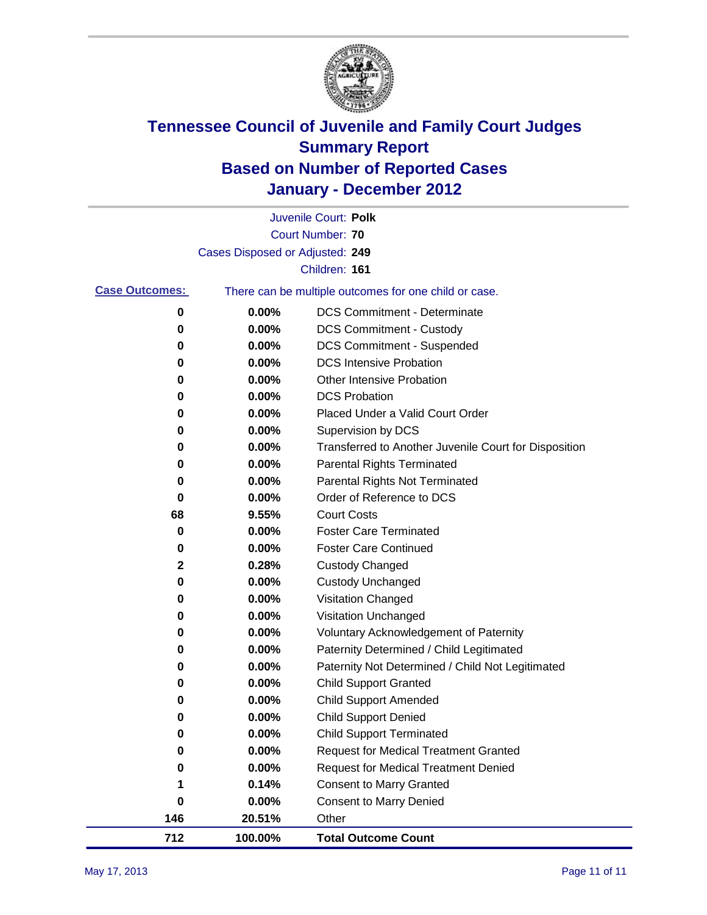# Tennessee Council of Juvenile and Family Court Judges
# Summary Report
# Based on Number of Reported Cases
# January - December 2012

Juvenile Court: **Polk**
Court Number: **70**
Cases Disposed or Adjusted: **249**
Children: **161**

**Case Outcomes:** There can be multiple outcomes for one child or case.

| | | |
|---|---|---|
| 0 | 0.00% | DCS Commitment - Determinate |
| 0 | 0.00% | DCS Commitment - Custody |
| 0 | 0.00% | DCS Commitment - Suspended |
| 0 | 0.00% | DCS Intensive Probation |
| 0 | 0.00% | Other Intensive Probation |
| 0 | 0.00% | DCS Probation |
| 0 | 0.00% | Placed Under a Valid Court Order |
| 0 | 0.00% | Supervision by DCS |
| 0 | 0.00% | Transferred to Another Juvenile Court for Disposition |
| 0 | 0.00% | Parental Rights Terminated |
| 0 | 0.00% | Parental Rights Not Terminated |
| 0 | 0.00% | Order of Reference to DCS |
| 68 | 9.55% | Court Costs |
| 0 | 0.00% | Foster Care Terminated |
| 0 | 0.00% | Foster Care Continued |
| 2 | 0.28% | Custody Changed |
| 0 | 0.00% | Custody Unchanged |
| 0 | 0.00% | Visitation Changed |
| 0 | 0.00% | Visitation Unchanged |
| 0 | 0.00% | Voluntary Acknowledgement of Paternity |
| 0 | 0.00% | Paternity Determined / Child Legitimated |
| 0 | 0.00% | Paternity Not Determined / Child Not Legitimated |
| 0 | 0.00% | Child Support Granted |
| 0 | 0.00% | Child Support Amended |
| 0 | 0.00% | Child Support Denied |
| 0 | 0.00% | Child Support Terminated |
| 0 | 0.00% | Request for Medical Treatment Granted |
| 0 | 0.00% | Request for Medical Treatment Denied |
| 1 | 0.14% | Consent to Marry Granted |
| 0 | 0.00% | Consent to Marry Denied |
| 146 | 20.51% | Other |
| **712** | **100.00%** | **Total Outcome Count** |

May 17, 2013